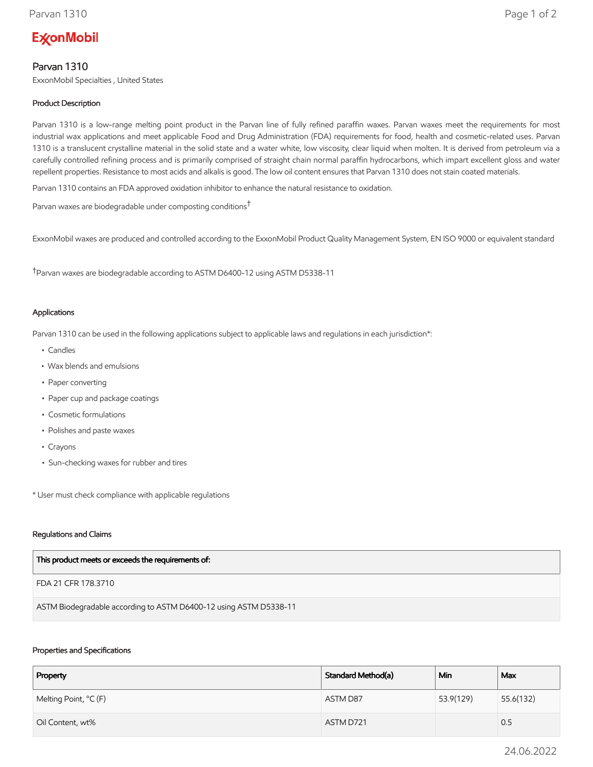ExxonMobil

# Parvan 1310

ExxonMobil Specialties , United States

### Product Description

Parvan 1310 is a low-range melting point product in the Parvan line of fully refined paraffin waxes. Parvan waxes meet the requirements for most industrial wax applications and meet applicable Food and Drug Administration (FDA) requirements for food, health and cosmetic-related uses. Parvan 1310 is a translucent crystalline material in the solid state and a water white, low viscosity, clear liquid when molten. It is derived from petroleum via a carefully controlled refining process and is primarily comprised of straight chain normal paraffin hydrocarbons, which impart excellent gloss and water repellent properties. Resistance to most acids and alkalis is good. The low oil content ensures that Parvan 1310 does not stain coated materials.

Parvan 1310 contains an FDA approved oxidation inhibitor to enhance the natural resistance to oxidation.

Parvan waxes are biodegradable under composting conditions[†]

ExxonMobil waxes are produced and controlled according to the ExxonMobil Product Quality Management System, EN ISO 9000 or equivalent standard

[†]Parvan waxes are biodegradable according to ASTM D6400-12 using ASTM D5338-11

### Applications

Parvan 1310 can be used in the following applications subject to applicable laws and regulations in each jurisdiction*:

- Candles
- Wax blends and emulsions
- Paper converting
- Paper cup and package coatings
- Cosmetic formulations
- Polishes and paste waxes
- Crayons
- Sun-checking waxes for rubber and tires

* User must check compliance with applicable regulations

### Regulations and Claims

| This product meets or exceeds the requirements of: |
|---|
| FDA 21 CFR 178.3710 |
| ASTM Biodegradable according to ASTM D6400-12 using ASTM D5338-11 |

### Properties and Specifications

| Property | Standard Method(a) | Min | Max |
|---|---|---|---|
| Melting Point, °C (F) | ASTM D87 | 53.9(129) | 55.6(132) |
| Oil Content, wt% | ASTM D721 | | 0.5 |

24.06.2022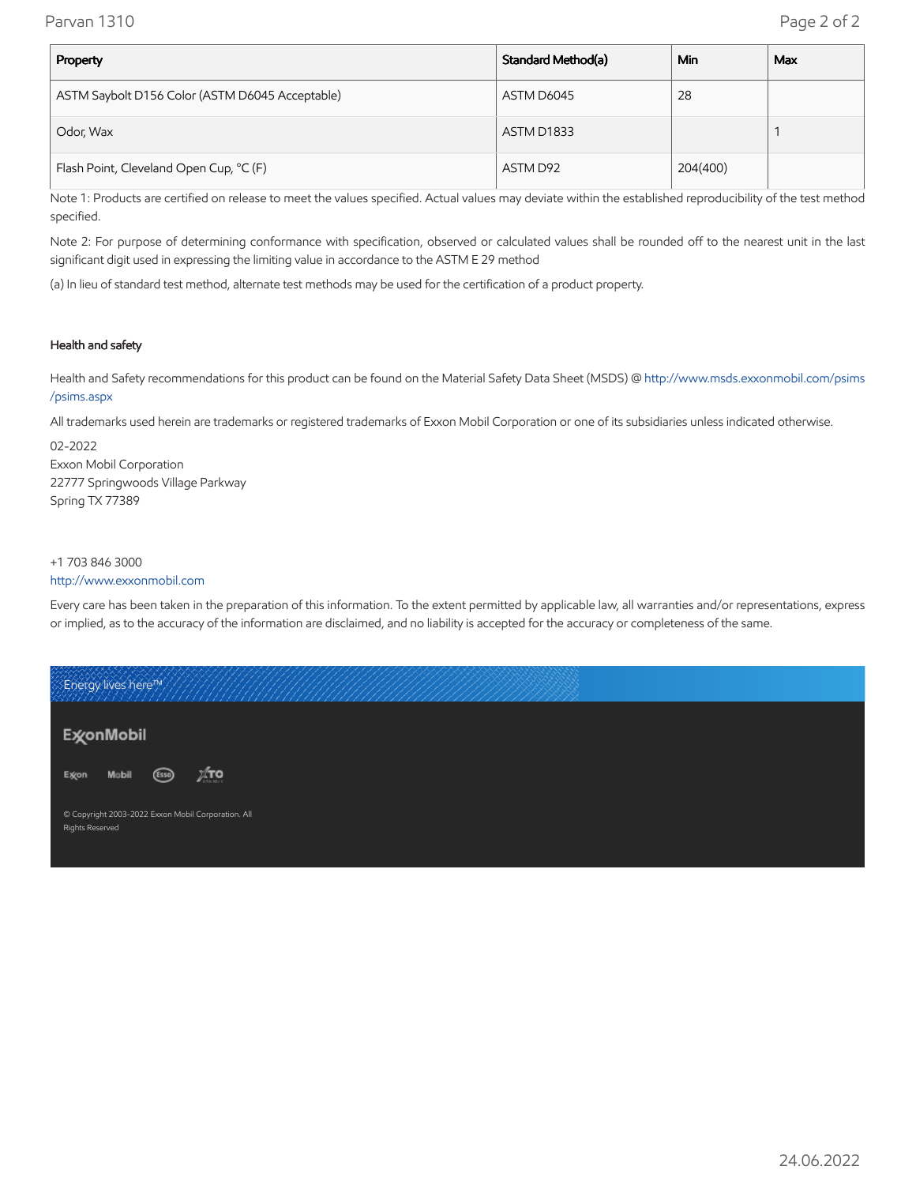| Property | Standard Method(a) | Min | Max |
|---|---|---|---|
| ASTM Saybolt D156 Color (ASTM D6045 Acceptable) | ASTM D6045 | 28 | |
| Odor, Wax | ASTM D1833 | | 1 |
| Flash Point, Cleveland Open Cup, °C (F) | ASTM D92 | 204(400) | |

Note 1: Products are certified on release to meet the values specified. Actual values may deviate within the established reproducibility of the test method specified.

Note 2: For purpose of determining conformance with specification, observed or calculated values shall be rounded off to the nearest unit in the last significant digit used in expressing the limiting value in accordance to the ASTM E 29 method

(a) In lieu of standard test method, alternate test methods may be used for the certification of a product property.

#### Health and safety

Health and Safety recommendations for this product can be found on the Material Safety Data Sheet (MSDS) @ http://www.msds.exxonmobil.com/psims/psims.aspx

All trademarks used herein are trademarks or registered trademarks of Exxon Mobil Corporation or one of its subsidiaries unless indicated otherwise.

02-2022
Exxon Mobil Corporation
22777 Springwoods Village Parkway
Spring TX 77389

+1 703 846 3000
http://www.exxonmobil.com

Every care has been taken in the preparation of this information. To the extent permitted by applicable law, all warranties and/or representations, express or implied, as to the accuracy of the information are disclaimed, and no liability is accepted for the accuracy or completeness of the same.

Energy lives here™

ExxonMobil

Exxon Mobil Esso XTO

© Copyright 2003-2022 Exxon Mobil Corporation. All Rights Reserved